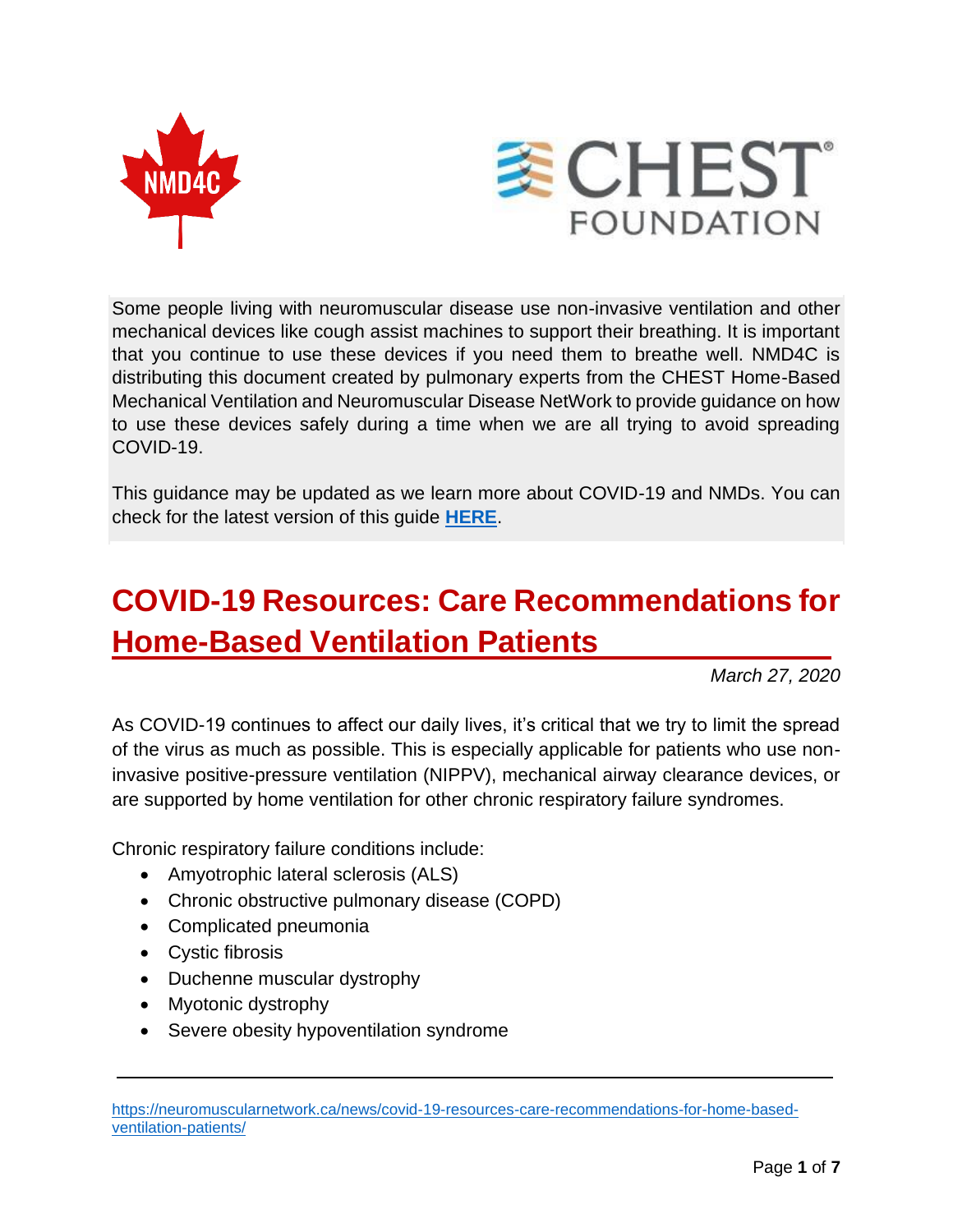Some people living with neuromuscular disease use non-invasive ventilation and other mechanical devices like cough assist machines to support their breathing. It is important that you continue to use these devices if you need them to breathe well. NMD4C is distributing this document created by pulmonary experts from the CHEST Home-Based Mechanical Ventilation and Neuromuscular Disease NetWork to provide guidance on how to use these devices safely during a time when we are all trying to avoid spreading COVID-19.

This guidance may be updated as we learn more about COVID-19 and NMDs. You can check for the latest version of this guide **HERE**.

# COVID-19 Resources: Care Recommendations for Home-Based Ventilation Patients

*March 27, 2020*

As COVID-19 continues to affect our daily lives, it's critical that we try to limit the spread of the virus as much as possible. This is especially applicable for patients who use non-invasive positive-pressure ventilation (NIPPV), mechanical airway clearance devices, or are supported by home ventilation for other chronic respiratory failure syndromes.

Chronic respiratory failure conditions include:

- Amyotrophic lateral sclerosis (ALS)
- Chronic obstructive pulmonary disease (COPD)
- Complicated pneumonia
- Cystic fibrosis
- Duchenne muscular dystrophy
- Myotonic dystrophy
- Severe obesity hypoventilation syndrome

---

https://neuromuscularnetwork.ca/news/covid-19-resources-care-recommendations-for-home-based-ventilation-patients/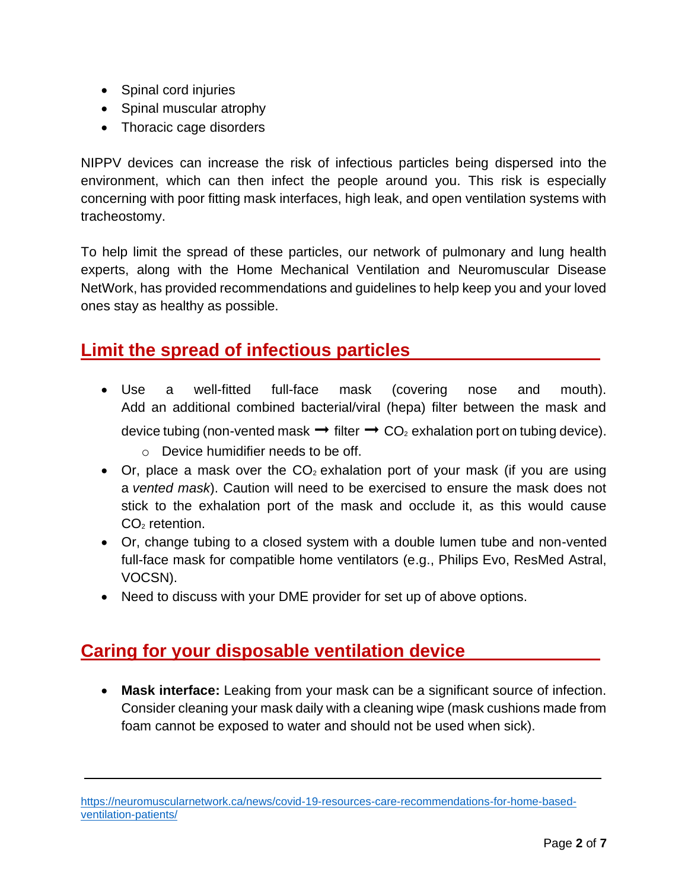- Spinal cord injuries
- Spinal muscular atrophy
- Thoracic cage disorders

NIPPV devices can increase the risk of infectious particles being dispersed into the environment, which can then infect the people around you. This risk is especially concerning with poor fitting mask interfaces, high leak, and open ventilation systems with tracheostomy.

To help limit the spread of these particles, our network of pulmonary and lung health experts, along with the Home Mechanical Ventilation and Neuromuscular Disease NetWork, has provided recommendations and guidelines to help keep you and your loved ones stay as healthy as possible.

## Limit the spread of infectious particles

- Use a well-fitted full-face mask (covering nose and mouth). Add an additional combined bacterial/viral (hepa) filter between the mask and device tubing (non-vented mask ➞ filter ➞ $CO_2$ exhalation port on tubing device).
  - Device humidifier needs to be off.
- Or, place a mask over the $CO_2$ exhalation port of your mask (if you are using a *vented mask*). Caution will need to be exercised to ensure the mask does not stick to the exhalation port of the mask and occlude it, as this would cause $CO_2$ retention.
- Or, change tubing to a closed system with a double lumen tube and non-vented full-face mask for compatible home ventilators (e.g., Philips Evo, ResMed Astral, VOCSN).
- Need to discuss with your DME provider for set up of above options.

## Caring for your disposable ventilation device

- **Mask interface:** Leaking from your mask can be a significant source of infection. Consider cleaning your mask daily with a cleaning wipe (mask cushions made from foam cannot be exposed to water and should not be used when sick).

---

https://neuromuscularnetwork.ca/news/covid-19-resources-care-recommendations-for-home-based-ventilation-patients/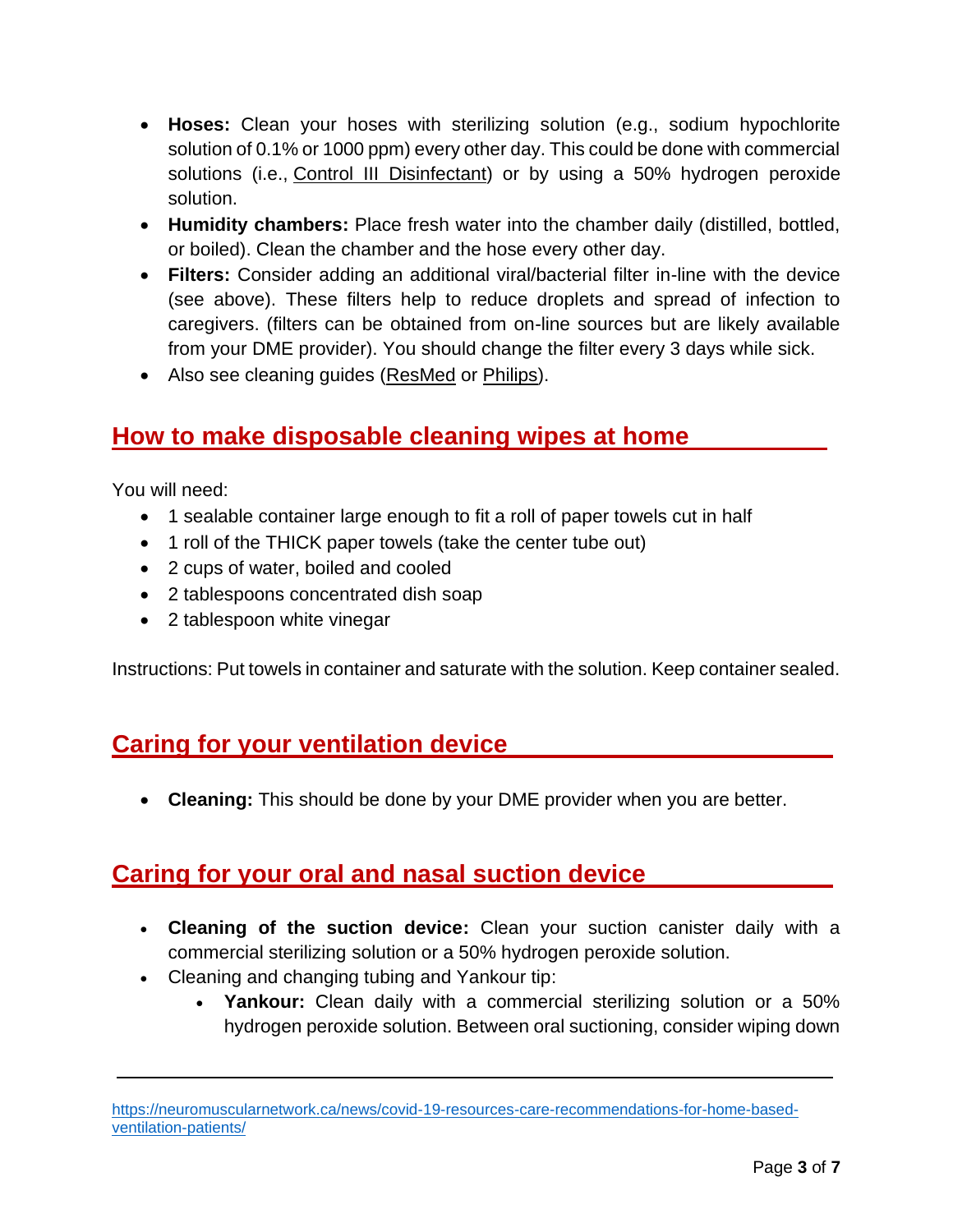- **Hoses:** Clean your hoses with sterilizing solution (e.g., sodium hypochlorite solution of 0.1% or 1000 ppm) every other day. This could be done with commercial solutions (i.e., Control III Disinfectant) or by using a 50% hydrogen peroxide solution.
- **Humidity chambers:** Place fresh water into the chamber daily (distilled, bottled, or boiled). Clean the chamber and the hose every other day.
- **Filters:** Consider adding an additional viral/bacterial filter in-line with the device (see above). These filters help to reduce droplets and spread of infection to caregivers. (filters can be obtained from on-line sources but are likely available from your DME provider). You should change the filter every 3 days while sick.
- Also see cleaning guides (ResMed or Philips).

## How to make disposable cleaning wipes at home

You will need:

- 1 sealable container large enough to fit a roll of paper towels cut in half
- 1 roll of the THICK paper towels (take the center tube out)
- 2 cups of water, boiled and cooled
- 2 tablespoons concentrated dish soap
- 2 tablespoon white vinegar

Instructions: Put towels in container and saturate with the solution. Keep container sealed.

## Caring for your ventilation device

- **Cleaning:** This should be done by your DME provider when you are better.

## Caring for your oral and nasal suction device

- **Cleaning of the suction device:** Clean your suction canister daily with a commercial sterilizing solution or a 50% hydrogen peroxide solution.
- Cleaning and changing tubing and Yankour tip:
  - **Yankour:** Clean daily with a commercial sterilizing solution or a 50% hydrogen peroxide solution. Between oral suctioning, consider wiping down

https://neuromuscularnetwork.ca/news/covid-19-resources-care-recommendations-for-home-based-ventilation-patients/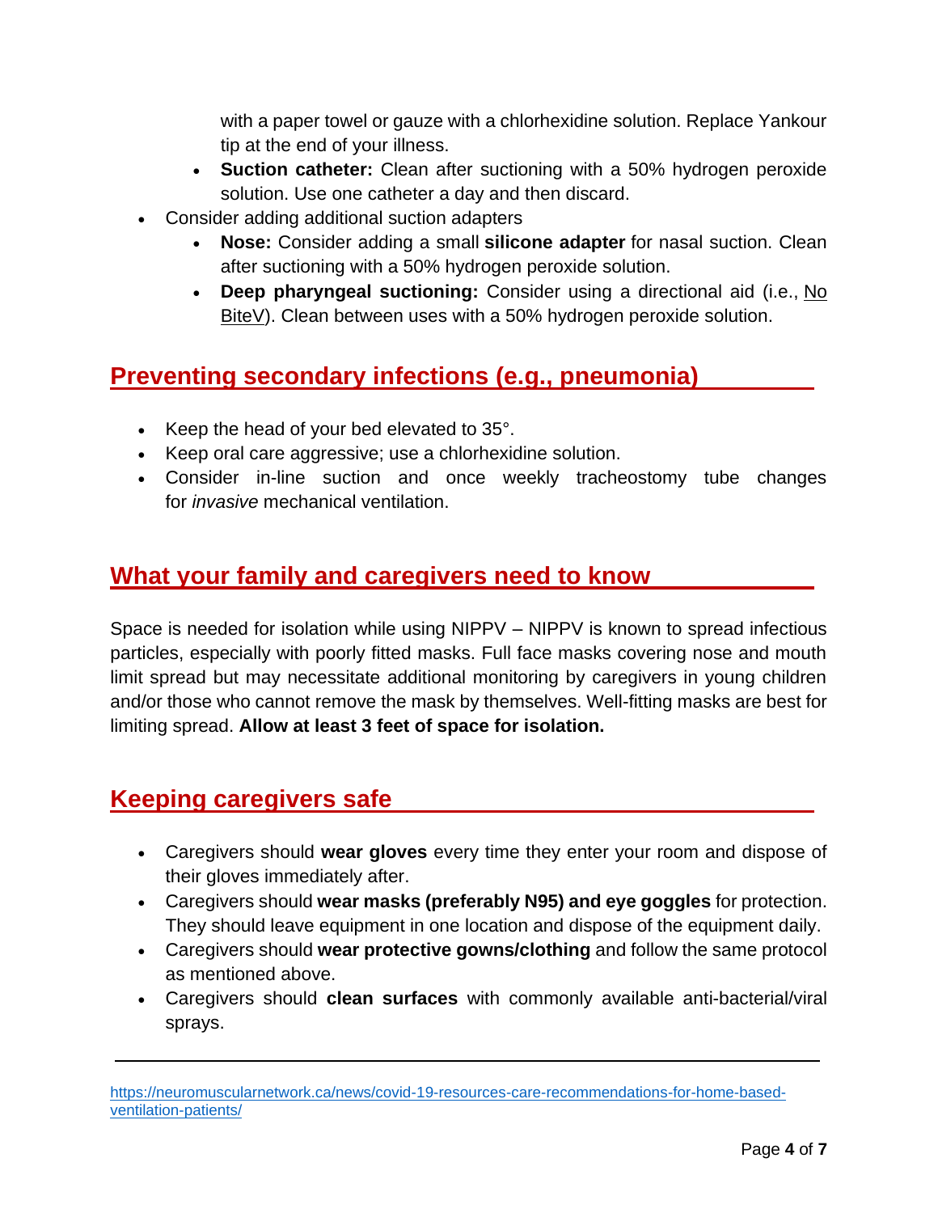with a paper towel or gauze with a chlorhexidine solution. Replace Yankour tip at the end of your illness.
  - **Suction catheter:** Clean after suctioning with a 50% hydrogen peroxide solution. Use one catheter a day and then discard.
- Consider adding additional suction adapters
  - **Nose:** Consider adding a small **silicone adapter** for nasal suction. Clean after suctioning with a 50% hydrogen peroxide solution.
  - **Deep pharyngeal suctioning:** Consider using a directional aid (i.e., No BiteV). Clean between uses with a 50% hydrogen peroxide solution.

## Preventing secondary infections (e.g., pneumonia)

- Keep the head of your bed elevated to 35°.
- Keep oral care aggressive; use a chlorhexidine solution.
- Consider in-line suction and once weekly tracheostomy tube changes for *invasive* mechanical ventilation.

## What your family and caregivers need to know

Space is needed for isolation while using NIPPV – NIPPV is known to spread infectious particles, especially with poorly fitted masks. Full face masks covering nose and mouth limit spread but may necessitate additional monitoring by caregivers in young children and/or those who cannot remove the mask by themselves. Well-fitting masks are best for limiting spread. **Allow at least 3 feet of space for isolation.**

## Keeping caregivers safe

- Caregivers should **wear gloves** every time they enter your room and dispose of their gloves immediately after.
- Caregivers should **wear masks (preferably N95) and eye goggles** for protection. They should leave equipment in one location and dispose of the equipment daily.
- Caregivers should **wear protective gowns/clothing** and follow the same protocol as mentioned above.
- Caregivers should **clean surfaces** with commonly available anti-bacterial/viral sprays.

---

https://neuromuscularnetwork.ca/news/covid-19-resources-care-recommendations-for-home-based-ventilation-patients/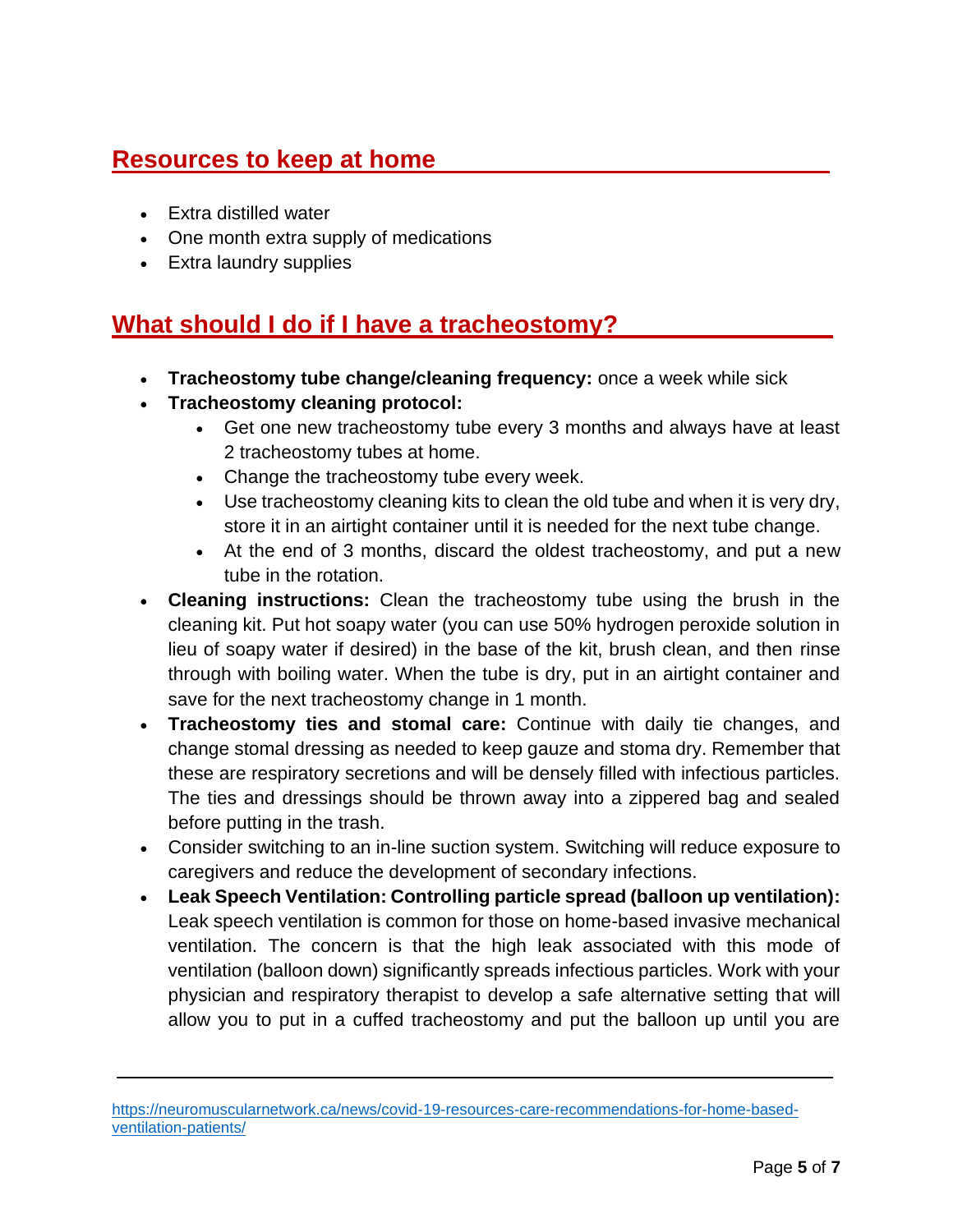## Resources to keep at home

- Extra distilled water
- One month extra supply of medications
- Extra laundry supplies

## What should I do if I have a tracheostomy?

- **Tracheostomy tube change/cleaning frequency:** once a week while sick
- **Tracheostomy cleaning protocol:**
  - Get one new tracheostomy tube every 3 months and always have at least 2 tracheostomy tubes at home.
  - Change the tracheostomy tube every week.
  - Use tracheostomy cleaning kits to clean the old tube and when it is very dry, store it in an airtight container until it is needed for the next tube change.
  - At the end of 3 months, discard the oldest tracheostomy, and put a new tube in the rotation.
- **Cleaning instructions:** Clean the tracheostomy tube using the brush in the cleaning kit. Put hot soapy water (you can use 50% hydrogen peroxide solution in lieu of soapy water if desired) in the base of the kit, brush clean, and then rinse through with boiling water. When the tube is dry, put in an airtight container and save for the next tracheostomy change in 1 month.
- **Tracheostomy ties and stomal care:** Continue with daily tie changes, and change stomal dressing as needed to keep gauze and stoma dry. Remember that these are respiratory secretions and will be densely filled with infectious particles. The ties and dressings should be thrown away into a zippered bag and sealed before putting in the trash.
- Consider switching to an in-line suction system. Switching will reduce exposure to caregivers and reduce the development of secondary infections.
- **Leak Speech Ventilation: Controlling particle spread (balloon up ventilation):** Leak speech ventilation is common for those on home-based invasive mechanical ventilation. The concern is that the high leak associated with this mode of ventilation (balloon down) significantly spreads infectious particles. Work with your physician and respiratory therapist to develop a safe alternative setting that will allow you to put in a cuffed tracheostomy and put the balloon up until you are

https://neuromuscularnetwork.ca/news/covid-19-resources-care-recommendations-for-home-based-ventilation-patients/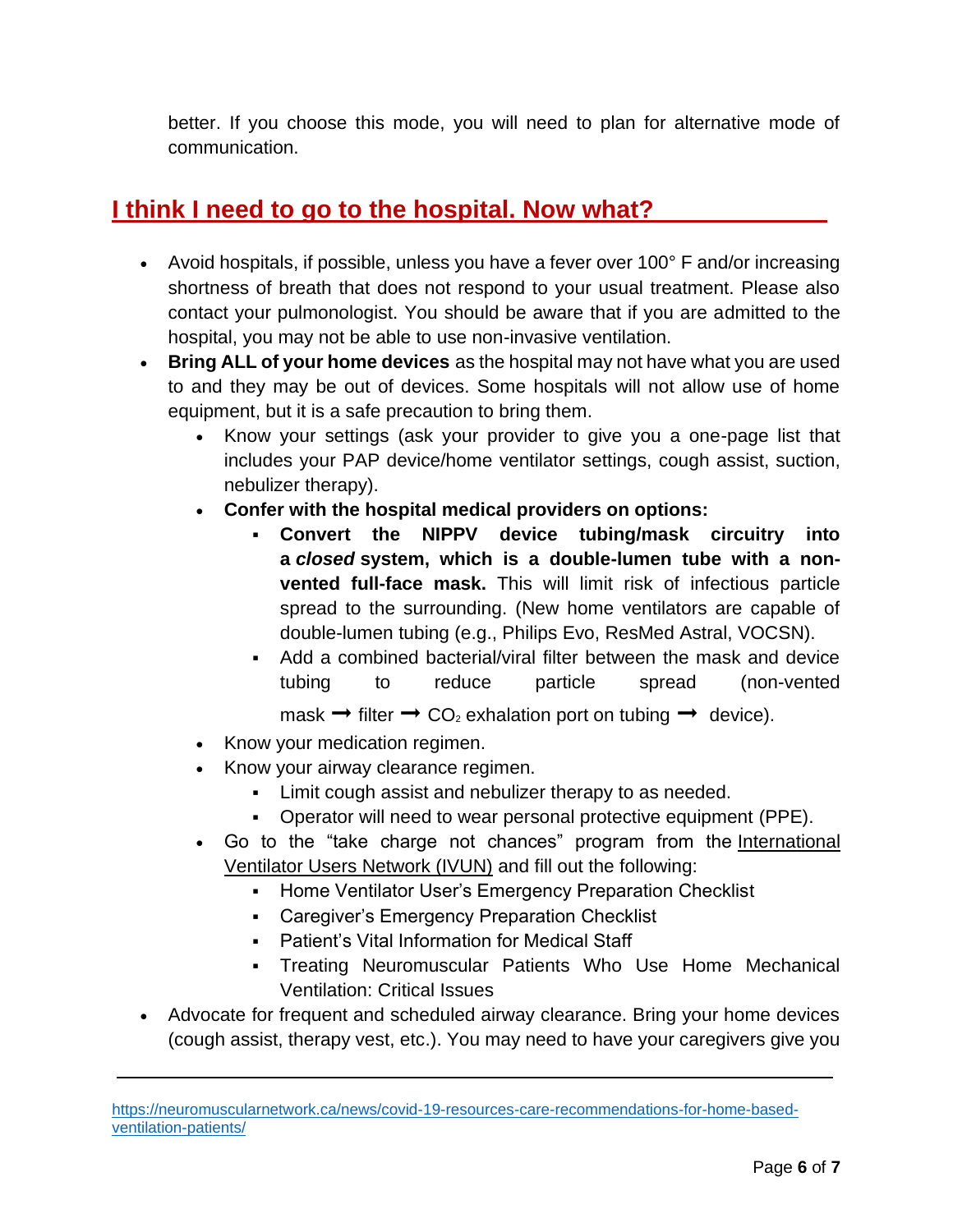better. If you choose this mode, you will need to plan for alternative mode of communication.

## I think I need to go to the hospital. Now what?

- Avoid hospitals, if possible, unless you have a fever over 100° F and/or increasing shortness of breath that does not respond to your usual treatment. Please also contact your pulmonologist. You should be aware that if you are admitted to the hospital, you may not be able to use non-invasive ventilation.
- **Bring ALL of your home devices** as the hospital may not have what you are used to and they may be out of devices. Some hospitals will not allow use of home equipment, but it is a safe precaution to bring them.
  - Know your settings (ask your provider to give you a one-page list that includes your PAP device/home ventilator settings, cough assist, suction, nebulizer therapy).
  - **Confer with the hospital medical providers on options:**
    - **Convert the NIPPV device tubing/mask circuitry into a *closed* system, which is a double-lumen tube with a non-vented full-face mask.** This will limit risk of infectious particle spread to the surrounding. (New home ventilators are capable of double-lumen tubing (e.g., Philips Evo, ResMed Astral, VOCSN).
    - Add a combined bacterial/viral filter between the mask and device tubing to reduce particle spread (non-vented mask ➞ filter ➞ $CO_2$ exhalation port on tubing ➞ device).
  - Know your medication regimen.
  - Know your airway clearance regimen.
    - Limit cough assist and nebulizer therapy to as needed.
    - Operator will need to wear personal protective equipment (PPE).
  - Go to the "take charge not chances" program from the International Ventilator Users Network (IVUN) and fill out the following:
    - Home Ventilator User's Emergency Preparation Checklist
    - Caregiver's Emergency Preparation Checklist
    - Patient's Vital Information for Medical Staff
    - Treating Neuromuscular Patients Who Use Home Mechanical Ventilation: Critical Issues
- Advocate for frequent and scheduled airway clearance. Bring your home devices (cough assist, therapy vest, etc.). You may need to have your caregivers give you

https://neuromuscularnetwork.ca/news/covid-19-resources-care-recommendations-for-home-based-ventilation-patients/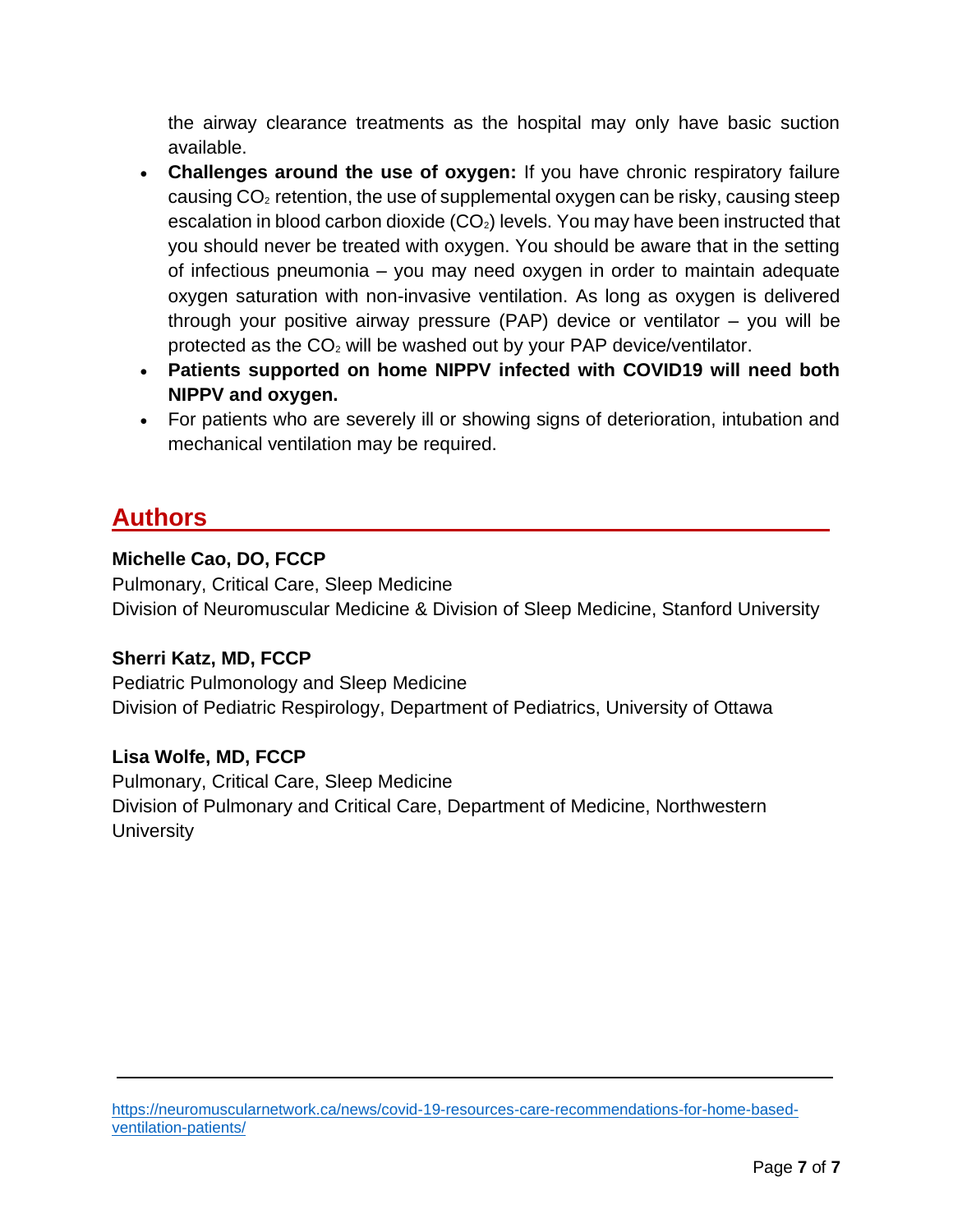the airway clearance treatments as the hospital may only have basic suction available.

- **Challenges around the use of oxygen:** If you have chronic respiratory failure causing $CO_2$ retention, the use of supplemental oxygen can be risky, causing steep escalation in blood carbon dioxide ($CO_2$) levels. You may have been instructed that you should never be treated with oxygen. You should be aware that in the setting of infectious pneumonia – you may need oxygen in order to maintain adequate oxygen saturation with non-invasive ventilation. As long as oxygen is delivered through your positive airway pressure (PAP) device or ventilator – you will be protected as the $CO_2$ will be washed out by your PAP device/ventilator.
- **Patients supported on home NIPPV infected with COVID19 will need both NIPPV and oxygen.**
- For patients who are severely ill or showing signs of deterioration, intubation and mechanical ventilation may be required.

## Authors

**Michelle Cao, DO, FCCP**
Pulmonary, Critical Care, Sleep Medicine
Division of Neuromuscular Medicine & Division of Sleep Medicine, Stanford University

**Sherri Katz, MD, FCCP**
Pediatric Pulmonology and Sleep Medicine
Division of Pediatric Respirology, Department of Pediatrics, University of Ottawa

**Lisa Wolfe, MD, FCCP**
Pulmonary, Critical Care, Sleep Medicine
Division of Pulmonary and Critical Care, Department of Medicine, Northwestern University

---

https://neuromuscularnetwork.ca/news/covid-19-resources-care-recommendations-for-home-based-ventilation-patients/